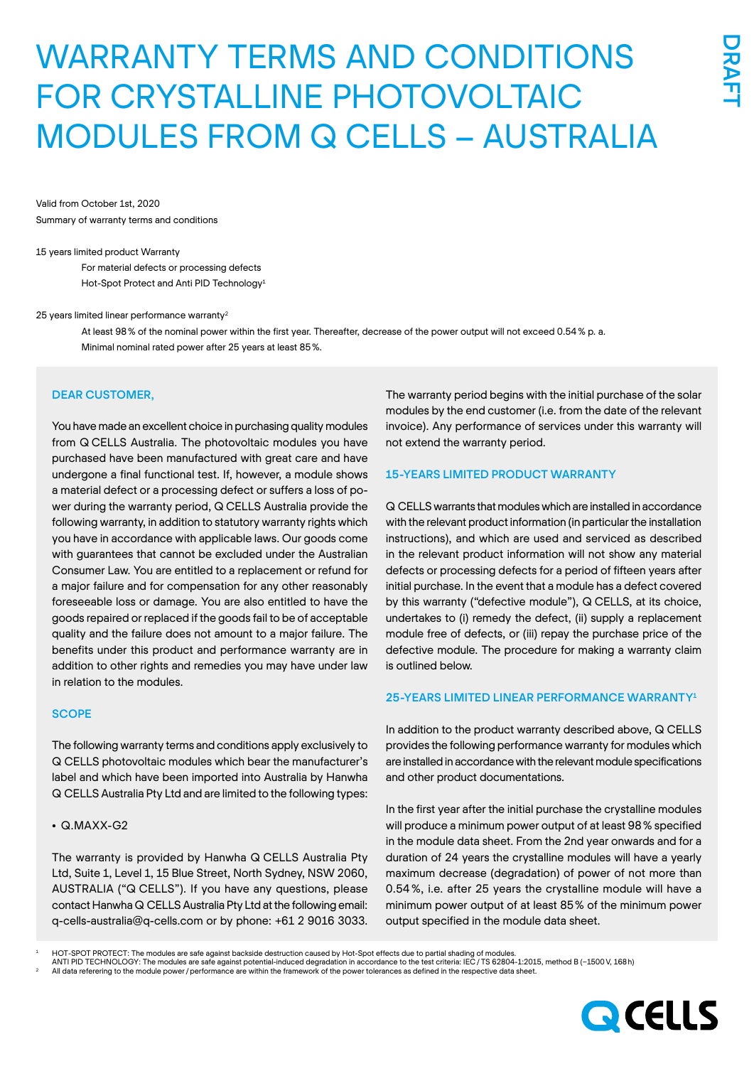# WARRANTY TERMS AND CONDITIONS FOR CRYSTALLINE PHOTOVOLTAIC MODULES FROM Q CELLS – AUSTRALIA

DRAFT

Valid from October 1st, 2020

Summary of warranty terms and conditions

15 years limited product Warranty

For material defects or processing defects

Hot-Spot Protect and Anti PID Technology[1]

25 years limited linear performance warranty[2]

At least 98 % of the nominal power within the first year. Thereafter, decrease of the power output will not exceed 0.54 % p. a.

Minimal nominal rated power after 25 years at least 85 %.

## DEAR CUSTOMER,

You have made an excellent choice in purchasing quality modules from Q CELLS Australia. The photovoltaic modules you have purchased have been manufactured with great care and have undergone a final functional test. If, however, a module shows a material defect or a processing defect or suffers a loss of power during the warranty period, Q CELLS Australia provide the following warranty, in addition to statutory warranty rights which you have in accordance with applicable laws. Our goods come with guarantees that cannot be excluded under the Australian Consumer Law. You are entitled to a replacement or refund for a major failure and for compensation for any other reasonably foreseeable loss or damage. You are also entitled to have the goods repaired or replaced if the goods fail to be of acceptable quality and the failure does not amount to a major failure. The benefits under this product and performance warranty are in addition to other rights and remedies you may have under law in relation to the modules.

## SCOPE

The following warranty terms and conditions apply exclusively to Q CELLS photovoltaic modules which bear the manufacturer's label and which have been imported into Australia by Hanwha Q CELLS Australia Pty Ltd and are limited to the following types:

- Q.MAXX-G2

The warranty is provided by Hanwha Q CELLS Australia Pty Ltd, Suite 1, Level 1, 15 Blue Street, North Sydney, NSW 2060, AUSTRALIA ("Q CELLS"). If you have any questions, please contact Hanwha Q CELLS Australia Pty Ltd at the following email: q-cells-australia@q-cells.com or by phone: +61 2 9016 3033.

The warranty period begins with the initial purchase of the solar modules by the end customer (i.e. from the date of the relevant invoice). Any performance of services under this warranty will not extend the warranty period.

## 15-YEARS LIMITED PRODUCT WARRANTY

Q CELLS warrants that modules which are installed in accordance with the relevant product information (in particular the installation instructions), and which are used and serviced as described in the relevant product information will not show any material defects or processing defects for a period of fifteen years after initial purchase. In the event that a module has a defect covered by this warranty ("defective module"), Q CELLS, at its choice, undertakes to (i) remedy the defect, (ii) supply a replacement module free of defects, or (iii) repay the purchase price of the defective module. The procedure for making a warranty claim is outlined below.

## 25-YEARS LIMITED LINEAR PERFORMANCE WARRANTY[1]

In addition to the product warranty described above, Q CELLS provides the following performance warranty for modules which are installed in accordance with the relevant module specifications and other product documentations.

In the first year after the initial purchase the crystalline modules will produce a minimum power output of at least 98 % specified in the module data sheet. From the 2nd year onwards and for a duration of 24 years the crystalline modules will have a yearly maximum decrease (degradation) of power of not more than 0.54 %, i.e. after 25 years the crystalline module will have a minimum power output of at least 85 % of the minimum power output specified in the module data sheet.

[1] HOT-SPOT PROTECT: The modules are safe against backside destruction caused by Hot-Spot effects due to partial shading of modules.
ANTI PID TECHNOLOGY: The modules are safe against potential-induced degradation in accordance to the test criteria: IEC / TS 62804-1:2015, method B (−1500 V, 168 h)

[2] All data referering to the module power / performance are within the framework of the power tolerances as defined in the respective data sheet.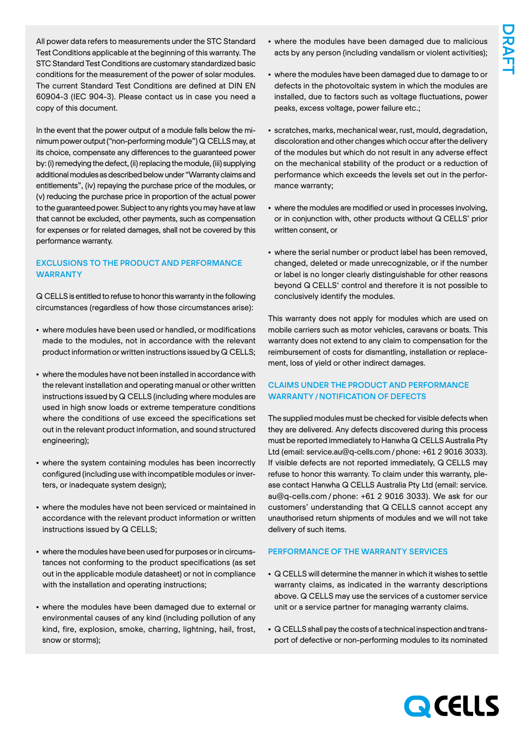All power data refers to measurements under the STC Standard Test Conditions applicable at the beginning of this warranty. The STC Standard Test Conditions are customary standardized basic conditions for the measurement of the power of solar modules. The current Standard Test Conditions are defined at DIN EN 60904-3 (IEC 904-3). Please contact us in case you need a copy of this document.

In the event that the power output of a module falls below the minimum power output ("non-performing module") Q CELLS may, at its choice, compensate any differences to the guaranteed power by: (i) remedying the defect, (ii) replacing the module, (iii) supplying additional modules as described below under "Warranty claims and entitlements", (iv) repaying the purchase price of the modules, or (v) reducing the purchase price in proportion of the actual power to the guaranteed power. Subject to any rights you may have at law that cannot be excluded, other payments, such as compensation for expenses or for related damages, shall not be covered by this performance warranty.

## EXCLUSIONS TO THE PRODUCT AND PERFORMANCE WARRANTY

Q CELLS is entitled to refuse to honor this warranty in the following circumstances (regardless of how those circumstances arise):

- where modules have been used or handled, or modifications made to the modules, not in accordance with the relevant product information or written instructions issued by Q CELLS;
- where the modules have not been installed in accordance with the relevant installation and operating manual or other written instructions issued by Q CELLS (including where modules are used in high snow loads or extreme temperature conditions where the conditions of use exceed the specifications set out in the relevant product information, and sound structured engineering);
- where the system containing modules has been incorrectly configured (including use with incompatible modules or inverters, or inadequate system design);
- where the modules have not been serviced or maintained in accordance with the relevant product information or written instructions issued by Q CELLS;
- where the modules have been used for purposes or in circumstances not conforming to the product specifications (as set out in the applicable module datasheet) or not in compliance with the installation and operating instructions;
- where the modules have been damaged due to external or environmental causes of any kind (including pollution of any kind, fire, explosion, smoke, charring, lightning, hail, frost, snow or storms);
- where the modules have been damaged due to malicious acts by any person (including vandalism or violent activities);
- where the modules have been damaged due to damage to or defects in the photovoltaic system in which the modules are installed, due to factors such as voltage fluctuations, power peaks, excess voltage, power failure etc.;
- scratches, marks, mechanical wear, rust, mould, degradation, discoloration and other changes which occur after the delivery of the modules but which do not result in any adverse effect on the mechanical stability of the product or a reduction of performance which exceeds the levels set out in the performance warranty;
- where the modules are modified or used in processes involving, or in conjunction with, other products without Q CELLS' prior written consent, or
- where the serial number or product label has been removed, changed, deleted or made unrecognizable, or if the number or label is no longer clearly distinguishable for other reasons beyond Q CELLS' control and therefore it is not possible to conclusively identify the modules.

This warranty does not apply for modules which are used on mobile carriers such as motor vehicles, caravans or boats. This warranty does not extend to any claim to compensation for the reimbursement of costs for dismantling, installation or replacement, loss of yield or other indirect damages.

## CLAIMS UNDER THE PRODUCT AND PERFORMANCE WARRANTY / NOTIFICATION OF DEFECTS

The supplied modules must be checked for visible defects when they are delivered. Any defects discovered during this process must be reported immediately to Hanwha Q CELLS Australia Pty Ltd (email: service.au@q-cells.com / phone: +61 2 9016 3033). If visible defects are not reported immediately, Q CELLS may refuse to honor this warranty. To claim under this warranty, please contact Hanwha Q CELLS Australia Pty Ltd (email: service.au@q-cells.com / phone: +61 2 9016 3033). We ask for our customers' understanding that Q CELLS cannot accept any unauthorised return shipments of modules and we will not take delivery of such items.

## PERFORMANCE OF THE WARRANTY SERVICES

- Q CELLS will determine the manner in which it wishes to settle warranty claims, as indicated in the warranty descriptions above. Q CELLS may use the services of a customer service unit or a service partner for managing warranty claims.
- Q CELLS shall pay the costs of a technical inspection and transport of defective or non-performing modules to its nominated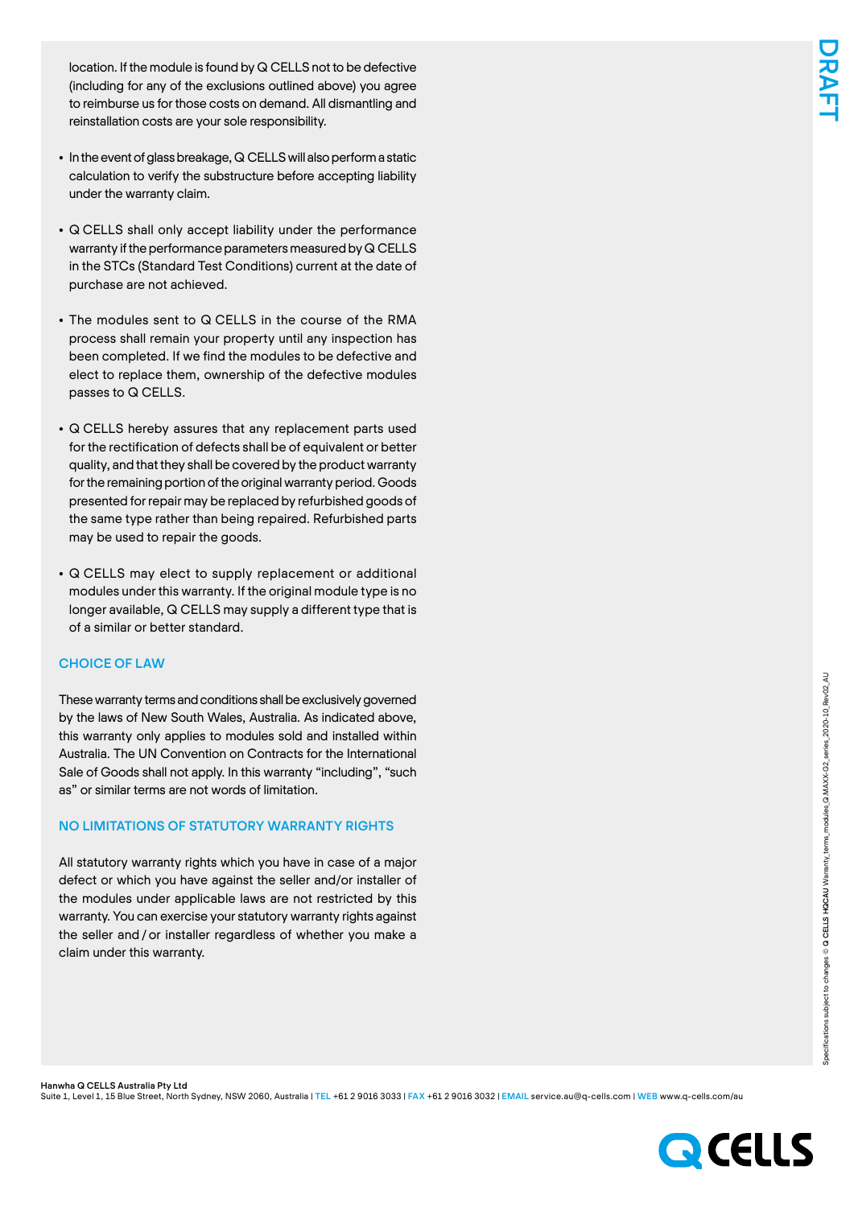location. If the module is found by Q CELLS not to be defective (including for any of the exclusions outlined above) you agree to reimburse us for those costs on demand. All dismantling and reinstallation costs are your sole responsibility.

- In the event of glass breakage, Q CELLS will also perform a static calculation to verify the substructure before accepting liability under the warranty claim.
- Q CELLS shall only accept liability under the performance warranty if the performance parameters measured by Q CELLS in the STCs (Standard Test Conditions) current at the date of purchase are not achieved.
- The modules sent to Q CELLS in the course of the RMA process shall remain your property until any inspection has been completed. If we find the modules to be defective and elect to replace them, ownership of the defective modules passes to Q CELLS.
- Q CELLS hereby assures that any replacement parts used for the rectification of defects shall be of equivalent or better quality, and that they shall be covered by the product warranty for the remaining portion of the original warranty period. Goods presented for repair may be replaced by refurbished goods of the same type rather than being repaired. Refurbished parts may be used to repair the goods.
- Q CELLS may elect to supply replacement or additional modules under this warranty. If the original module type is no longer available, Q CELLS may supply a different type that is of a similar or better standard.

## CHOICE OF LAW

These warranty terms and conditions shall be exclusively governed by the laws of New South Wales, Australia. As indicated above, this warranty only applies to modules sold and installed within Australia. The UN Convention on Contracts for the International Sale of Goods shall not apply. In this warranty "including", "such as" or similar terms are not words of limitation.

## NO LIMITATIONS OF STATUTORY WARRANTY RIGHTS

All statutory warranty rights which you have in case of a major defect or which you have against the seller and/or installer of the modules under applicable laws are not restricted by this warranty. You can exercise your statutory warranty rights against the seller and / or installer regardless of whether you make a claim under this warranty.

**Hanwha Q CELLS Australia Pty Ltd**
Suite 1, Level 1, 15 Blue Street, North Sydney, NSW 2060, Australia | TEL +61 2 9016 3033 | FAX +61 2 9016 3032 | EMAIL service.au@q-cells.com | WEB www.q-cells.com/au